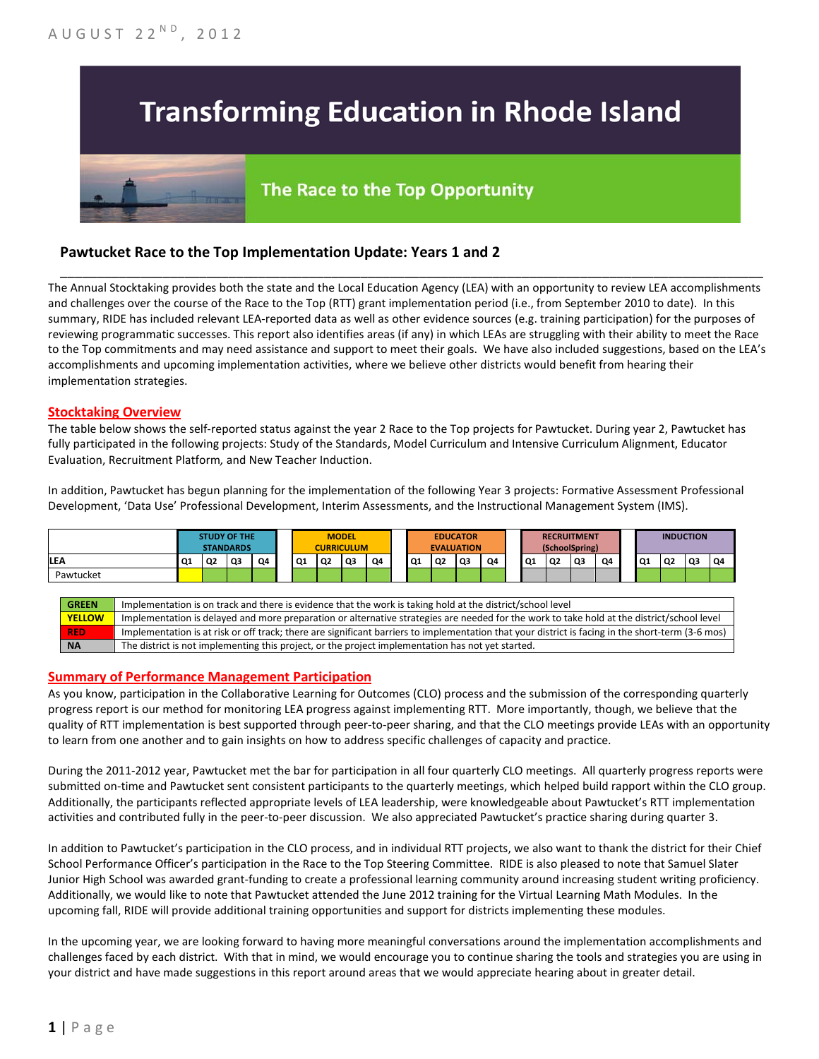AUGUST 22ND, 2012

# Transforming Education in Rhode Island

## The Race to the Top Opportunity

### Pawtucket Race to the Top Implementation Update: Years 1 and 2

The Annual Stocktaking provides both the state and the Local Education Agency (LEA) with an opportunity to review LEA accomplishments and challenges over the course of the Race to the Top (RTT) grant implementation period (i.e., from September 2010 to date). In this summary, RIDE has included relevant LEA-reported data as well as other evidence sources (e.g. training participation) for the purposes of reviewing programmatic successes. This report also identifies areas (if any) in which LEAs are struggling with their ability to meet the Race to the Top commitments and may need assistance and support to meet their goals. We have also included suggestions, based on the LEA's accomplishments and upcoming implementation activities, where we believe other districts would benefit from hearing their implementation strategies.

#### Stocktaking Overview

The table below shows the self-reported status against the year 2 Race to the Top projects for Pawtucket. During year 2, Pawtucket has fully participated in the following projects: Study of the Standards, Model Curriculum and Intensive Curriculum Alignment, Educator Evaluation, Recruitment Platform, and New Teacher Induction.

In addition, Pawtucket has begun planning for the implementation of the following Year 3 projects: Formative Assessment Professional Development, 'Data Use' Professional Development, Interim Assessments, and the Instructional Management System (IMS).

| | STUDY OF THE STANDARDS | | | | MODEL CURRICULUM | | | | EDUCATOR EVALUATION | | | | RECRUITMENT (SchoolSpring) | | | | INDUCTION | | | |
|---|---|---|---|---|---|---|---|---|---|---|---|---|---|---|---|---|---|---|---|---|
| LEA | Q1 | Q2 | Q3 | Q4 | Q1 | Q2 | Q3 | Q4 | Q1 | Q2 | Q3 | Q4 | Q1 | Q2 | Q3 | Q4 | Q1 | Q2 | Q3 | Q4 |
| Pawtucket | YELLOW | GREEN | GREEN | GREEN | GREEN | GREEN | GREEN | GREEN | GREEN | GREEN | GREEN | GREEN | NA | NA | NA | NA | GREEN | GREEN | GREEN | GREEN |

| | |
|---|---|
| GREEN | Implementation is on track and there is evidence that the work is taking hold at the district/school level |
| YELLOW | Implementation is delayed and more preparation or alternative strategies are needed for the work to take hold at the district/school level |
| RED | Implementation is at risk or off track; there are significant barriers to implementation that your district is facing in the short-term (3-6 mos) |
| NA | The district is not implementing this project, or the project implementation has not yet started. |

#### Summary of Performance Management Participation

As you know, participation in the Collaborative Learning for Outcomes (CLO) process and the submission of the corresponding quarterly progress report is our method for monitoring LEA progress against implementing RTT. More importantly, though, we believe that the quality of RTT implementation is best supported through peer-to-peer sharing, and that the CLO meetings provide LEAs with an opportunity to learn from one another and to gain insights on how to address specific challenges of capacity and practice.

During the 2011-2012 year, Pawtucket met the bar for participation in all four quarterly CLO meetings. All quarterly progress reports were submitted on-time and Pawtucket sent consistent participants to the quarterly meetings, which helped build rapport within the CLO group. Additionally, the participants reflected appropriate levels of LEA leadership, were knowledgeable about Pawtucket's RTT implementation activities and contributed fully in the peer-to-peer discussion. We also appreciated Pawtucket's practice sharing during quarter 3.

In addition to Pawtucket's participation in the CLO process, and in individual RTT projects, we also want to thank the district for their Chief School Performance Officer's participation in the Race to the Top Steering Committee. RIDE is also pleased to note that Samuel Slater Junior High School was awarded grant-funding to create a professional learning community around increasing student writing proficiency. Additionally, we would like to note that Pawtucket attended the June 2012 training for the Virtual Learning Math Modules. In the upcoming fall, RIDE will provide additional training opportunities and support for districts implementing these modules.

In the upcoming year, we are looking forward to having more meaningful conversations around the implementation accomplishments and challenges faced by each district. With that in mind, we would encourage you to continue sharing the tools and strategies you are using in your district and have made suggestions in this report around areas that we would appreciate hearing about in greater detail.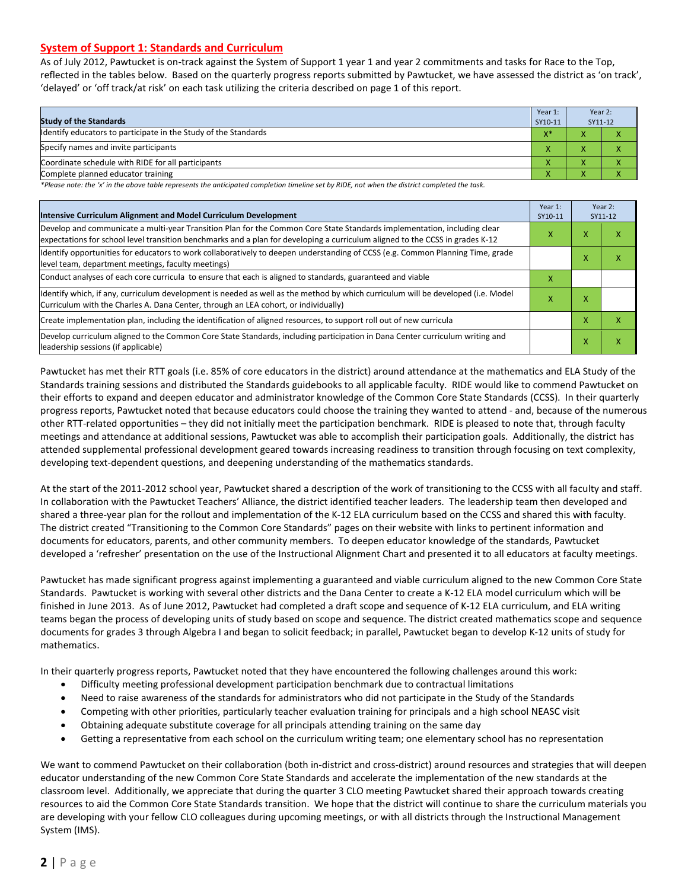## System of Support 1: Standards and Curriculum

As of July 2012, Pawtucket is on-track against the System of Support 1 year 1 and year 2 commitments and tasks for Race to the Top, reflected in the tables below. Based on the quarterly progress reports submitted by Pawtucket, we have assessed the district as 'on track', 'delayed' or 'off track/at risk' on each task utilizing the criteria described on page 1 of this report.

| Study of the Standards | Year 1: SY10-11 | Year 2: SY11-12 | |
|---|---|---|---|
| Identify educators to participate in the Study of the Standards | X* | X | X |
| Specify names and invite participants | X | X | X |
| Coordinate schedule with RIDE for all participants | X | X | X |
| Complete planned educator training | X | X | X |

*Please note: the 'x' in the above table represents the anticipated completion timeline set by RIDE, not when the district completed the task.*

| Intensive Curriculum Alignment and Model Curriculum Development | Year 1: SY10-11 | Year 2: SY11-12 | |
|---|---|---|---|
| Develop and communicate a multi-year Transition Plan for the Common Core State Standards implementation, including clear expectations for school level transition benchmarks and a plan for developing a curriculum aligned to the CCSS in grades K-12 | X | X | X |
| Identify opportunities for educators to work collaboratively to deepen understanding of CCSS (e.g. Common Planning Time, grade level team, department meetings, faculty meetings) | | X | X |
| Conduct analyses of each core curricula to ensure that each is aligned to standards, guaranteed and viable | X | | |
| Identify which, if any, curriculum development is needed as well as the method by which curriculum will be developed (i.e. Model Curriculum with the Charles A. Dana Center, through an LEA cohort, or individually) | X | X | |
| Create implementation plan, including the identification of aligned resources, to support roll out of new curricula | | X | X |
| Develop curriculum aligned to the Common Core State Standards, including participation in Dana Center curriculum writing and leadership sessions (if applicable) | | X | X |

Pawtucket has met their RTT goals (i.e. 85% of core educators in the district) around attendance at the mathematics and ELA Study of the Standards training sessions and distributed the Standards guidebooks to all applicable faculty. RIDE would like to commend Pawtucket on their efforts to expand and deepen educator and administrator knowledge of the Common Core State Standards (CCSS). In their quarterly progress reports, Pawtucket noted that because educators could choose the training they wanted to attend - and, because of the numerous other RTT-related opportunities – they did not initially meet the participation benchmark. RIDE is pleased to note that, through faculty meetings and attendance at additional sessions, Pawtucket was able to accomplish their participation goals. Additionally, the district has attended supplemental professional development geared towards increasing readiness to transition through focusing on text complexity, developing text-dependent questions, and deepening understanding of the mathematics standards.

At the start of the 2011-2012 school year, Pawtucket shared a description of the work of transitioning to the CCSS with all faculty and staff. In collaboration with the Pawtucket Teachers' Alliance, the district identified teacher leaders. The leadership team then developed and shared a three-year plan for the rollout and implementation of the K-12 ELA curriculum based on the CCSS and shared this with faculty. The district created "Transitioning to the Common Core Standards" pages on their website with links to pertinent information and documents for educators, parents, and other community members. To deepen educator knowledge of the standards, Pawtucket developed a 'refresher' presentation on the use of the Instructional Alignment Chart and presented it to all educators at faculty meetings.

Pawtucket has made significant progress against implementing a guaranteed and viable curriculum aligned to the new Common Core State Standards. Pawtucket is working with several other districts and the Dana Center to create a K-12 ELA model curriculum which will be finished in June 2013. As of June 2012, Pawtucket had completed a draft scope and sequence of K-12 ELA curriculum, and ELA writing teams began the process of developing units of study based on scope and sequence. The district created mathematics scope and sequence documents for grades 3 through Algebra I and began to solicit feedback; in parallel, Pawtucket began to develop K-12 units of study for mathematics.

In their quarterly progress reports, Pawtucket noted that they have encountered the following challenges around this work:

- Difficulty meeting professional development participation benchmark due to contractual limitations
- Need to raise awareness of the standards for administrators who did not participate in the Study of the Standards
- Competing with other priorities, particularly teacher evaluation training for principals and a high school NEASC visit
- Obtaining adequate substitute coverage for all principals attending training on the same day
- Getting a representative from each school on the curriculum writing team; one elementary school has no representation

We want to commend Pawtucket on their collaboration (both in-district and cross-district) around resources and strategies that will deepen educator understanding of the new Common Core State Standards and accelerate the implementation of the new standards at the classroom level. Additionally, we appreciate that during the quarter 3 CLO meeting Pawtucket shared their approach towards creating resources to aid the Common Core State Standards transition. We hope that the district will continue to share the curriculum materials you are developing with your fellow CLO colleagues during upcoming meetings, or with all districts through the Instructional Management System (IMS).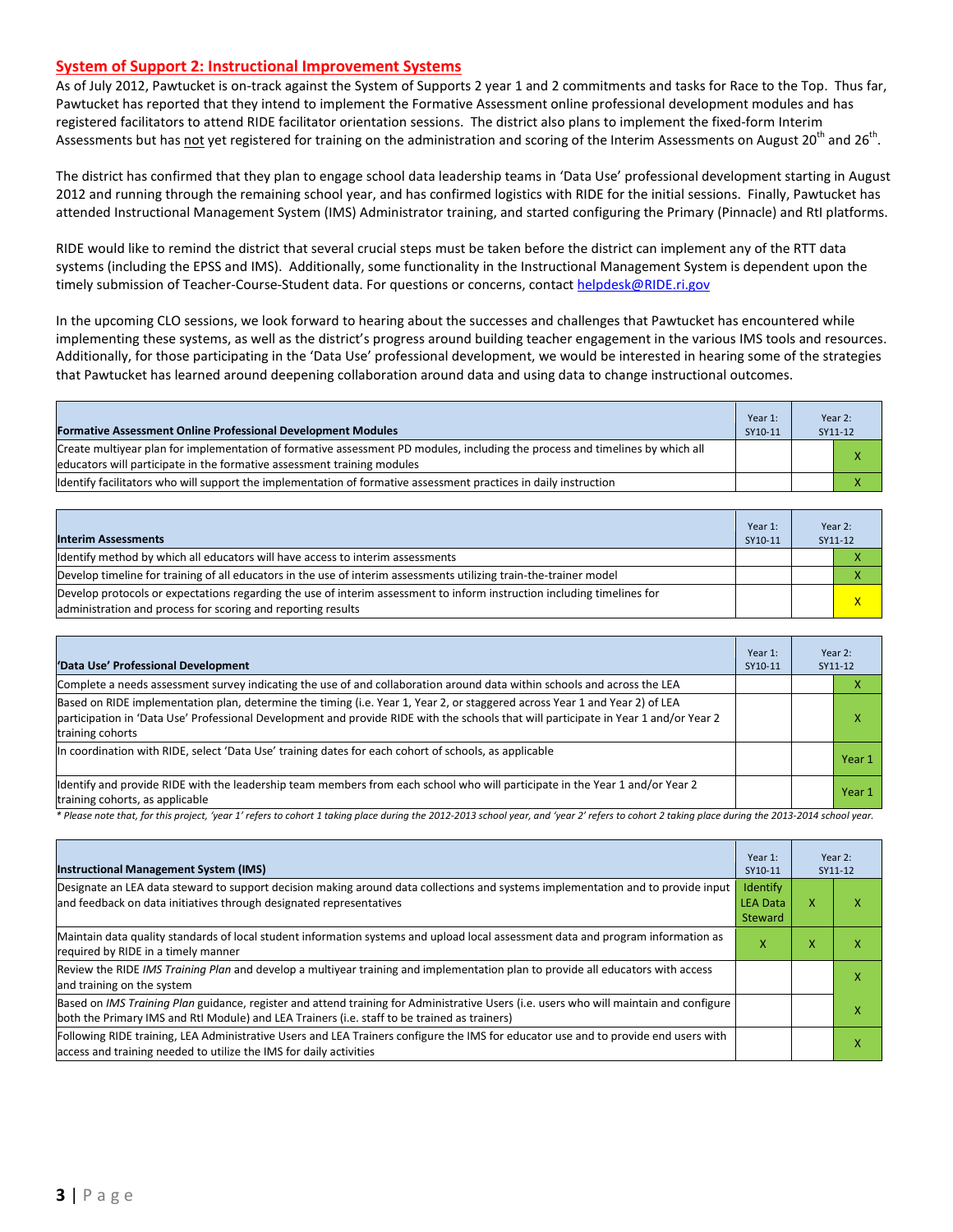## System of Support 2: Instructional Improvement Systems

As of July 2012, Pawtucket is on-track against the System of Supports 2 year 1 and 2 commitments and tasks for Race to the Top. Thus far, Pawtucket has reported that they intend to implement the Formative Assessment online professional development modules and has registered facilitators to attend RIDE facilitator orientation sessions. The district also plans to implement the fixed-form Interim Assessments but has not yet registered for training on the administration and scoring of the Interim Assessments on August 20th and 26th.

The district has confirmed that they plan to engage school data leadership teams in 'Data Use' professional development starting in August 2012 and running through the remaining school year, and has confirmed logistics with RIDE for the initial sessions. Finally, Pawtucket has attended Instructional Management System (IMS) Administrator training, and started configuring the Primary (Pinnacle) and RtI platforms.

RIDE would like to remind the district that several crucial steps must be taken before the district can implement any of the RTT data systems (including the EPSS and IMS). Additionally, some functionality in the Instructional Management System is dependent upon the timely submission of Teacher-Course-Student data. For questions or concerns, contact helpdesk@RIDE.ri.gov

In the upcoming CLO sessions, we look forward to hearing about the successes and challenges that Pawtucket has encountered while implementing these systems, as well as the district's progress around building teacher engagement in the various IMS tools and resources. Additionally, for those participating in the 'Data Use' professional development, we would be interested in hearing some of the strategies that Pawtucket has learned around deepening collaboration around data and using data to change instructional outcomes.

| Formative Assessment Online Professional Development Modules | Year 1: SY10-11 | Year 2: SY11-12 | |
|---|---|---|---|
| Create multiyear plan for implementation of formative assessment PD modules, including the process and timelines by which all educators will participate in the formative assessment training modules | | | X |
| Identify facilitators who will support the implementation of formative assessment practices in daily instruction | | | X |

| Interim Assessments | Year 1: SY10-11 | Year 2: SY11-12 | |
|---|---|---|---|
| Identify method by which all educators will have access to interim assessments | | | X |
| Develop timeline for training of all educators in the use of interim assessments utilizing train-the-trainer model | | | X |
| Develop protocols or expectations regarding the use of interim assessment to inform instruction including timelines for administration and process for scoring and reporting results | | | X |

| 'Data Use' Professional Development | Year 1: SY10-11 | Year 2: SY11-12 | |
|---|---|---|---|
| Complete a needs assessment survey indicating the use of and collaboration around data within schools and across the LEA | | | X |
| Based on RIDE implementation plan, determine the timing (i.e. Year 1, Year 2, or staggered across Year 1 and Year 2) of LEA participation in 'Data Use' Professional Development and provide RIDE with the schools that will participate in Year 1 and/or Year 2 training cohorts | | | X |
| In coordination with RIDE, select 'Data Use' training dates for each cohort of schools, as applicable | | | Year 1 |
| Identify and provide RIDE with the leadership team members from each school who will participate in the Year 1 and/or Year 2 training cohorts, as applicable | | | Year 1 |

*Please note that, for this project, 'year 1' refers to cohort 1 taking place during the 2012-2013 school year, and 'year 2' refers to cohort 2 taking place during the 2013-2014 school year.*

| Instructional Management System (IMS) | Year 1: SY10-11 | Year 2: SY11-12 | |
|---|---|---|---|
| Designate an LEA data steward to support decision making around data collections and systems implementation and to provide input and feedback on data initiatives through designated representatives | Identify LEA Data Steward | X | X |
| Maintain data quality standards of local student information systems and upload local assessment data and program information as required by RIDE in a timely manner | X | X | X |
| Review the RIDE *IMS Training Plan* and develop a multiyear training and implementation plan to provide all educators with access and training on the system | | | X |
| Based on *IMS Training Plan* guidance, register and attend training for Administrative Users (i.e. users who will maintain and configure both the Primary IMS and RtI Module) and LEA Trainers (i.e. staff to be trained as trainers) | | | X |
| Following RIDE training, LEA Administrative Users and LEA Trainers configure the IMS for educator use and to provide end users with access and training needed to utilize the IMS for daily activities | | | X |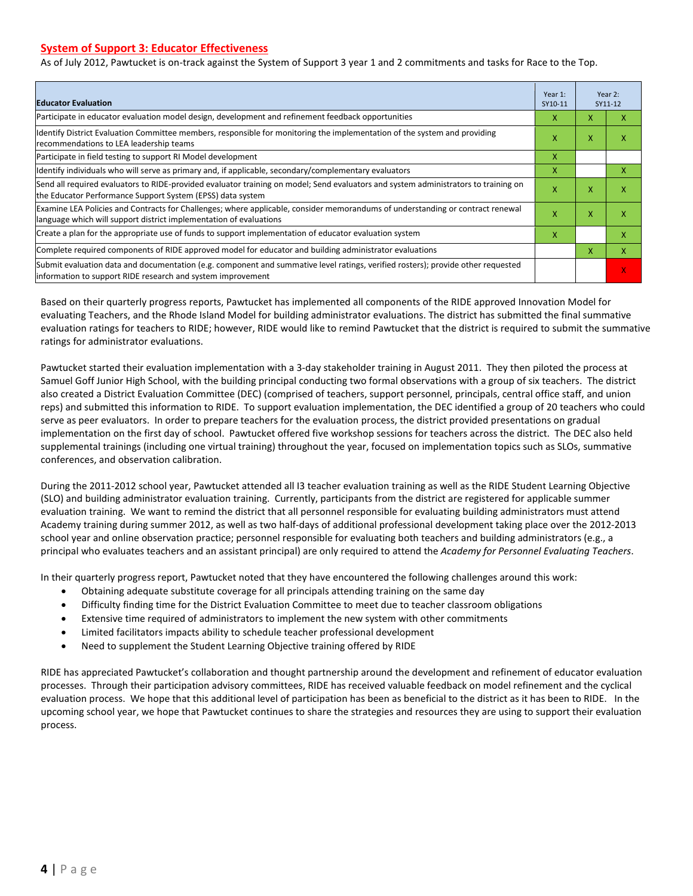## System of Support 3: Educator Effectiveness

As of July 2012, Pawtucket is on-track against the System of Support 3 year 1 and 2 commitments and tasks for Race to the Top.

| Educator Evaluation | Year 1: SY10-11 | Year 2: SY11-12 | |
|---|---|---|---|
| Participate in educator evaluation model design, development and refinement feedback opportunities | X | X | X |
| Identify District Evaluation Committee members, responsible for monitoring the implementation of the system and providing recommendations to LEA leadership teams | X | X | X |
| Participate in field testing to support RI Model development | X | | |
| Identify individuals who will serve as primary and, if applicable, secondary/complementary evaluators | X | | X |
| Send all required evaluators to RIDE-provided evaluator training on model; Send evaluators and system administrators to training on the Educator Performance Support System (EPSS) data system | X | X | X |
| Examine LEA Policies and Contracts for Challenges; where applicable, consider memorandums of understanding or contract renewal language which will support district implementation of evaluations | X | X | X |
| Create a plan for the appropriate use of funds to support implementation of educator evaluation system | X | | X |
| Complete required components of RIDE approved model for educator and building administrator evaluations | | X | X |
| Submit evaluation data and documentation (e.g. component and summative level ratings, verified rosters); provide other requested information to support RIDE research and system improvement | | | X |

Based on their quarterly progress reports, Pawtucket has implemented all components of the RIDE approved Innovation Model for evaluating Teachers, and the Rhode Island Model for building administrator evaluations. The district has submitted the final summative evaluation ratings for teachers to RIDE; however, RIDE would like to remind Pawtucket that the district is required to submit the summative ratings for administrator evaluations.

Pawtucket started their evaluation implementation with a 3-day stakeholder training in August 2011. They then piloted the process at Samuel Goff Junior High School, with the building principal conducting two formal observations with a group of six teachers. The district also created a District Evaluation Committee (DEC) (comprised of teachers, support personnel, principals, central office staff, and union reps) and submitted this information to RIDE. To support evaluation implementation, the DEC identified a group of 20 teachers who could serve as peer evaluators. In order to prepare teachers for the evaluation process, the district provided presentations on gradual implementation on the first day of school. Pawtucket offered five workshop sessions for teachers across the district. The DEC also held supplemental trainings (including one virtual training) throughout the year, focused on implementation topics such as SLOs, summative conferences, and observation calibration.

During the 2011-2012 school year, Pawtucket attended all I3 teacher evaluation training as well as the RIDE Student Learning Objective (SLO) and building administrator evaluation training. Currently, participants from the district are registered for applicable summer evaluation training. We want to remind the district that all personnel responsible for evaluating building administrators must attend Academy training during summer 2012, as well as two half-days of additional professional development taking place over the 2012-2013 school year and online observation practice; personnel responsible for evaluating both teachers and building administrators (e.g., a principal who evaluates teachers and an assistant principal) are only required to attend the *Academy for Personnel Evaluating Teachers*.

In their quarterly progress report, Pawtucket noted that they have encountered the following challenges around this work:

- Obtaining adequate substitute coverage for all principals attending training on the same day
- Difficulty finding time for the District Evaluation Committee to meet due to teacher classroom obligations
- Extensive time required of administrators to implement the new system with other commitments
- Limited facilitators impacts ability to schedule teacher professional development
- Need to supplement the Student Learning Objective training offered by RIDE

RIDE has appreciated Pawtucket's collaboration and thought partnership around the development and refinement of educator evaluation processes. Through their participation advisory committees, RIDE has received valuable feedback on model refinement and the cyclical evaluation process. We hope that this additional level of participation has been as beneficial to the district as it has been to RIDE. In the upcoming school year, we hope that Pawtucket continues to share the strategies and resources they are using to support their evaluation process.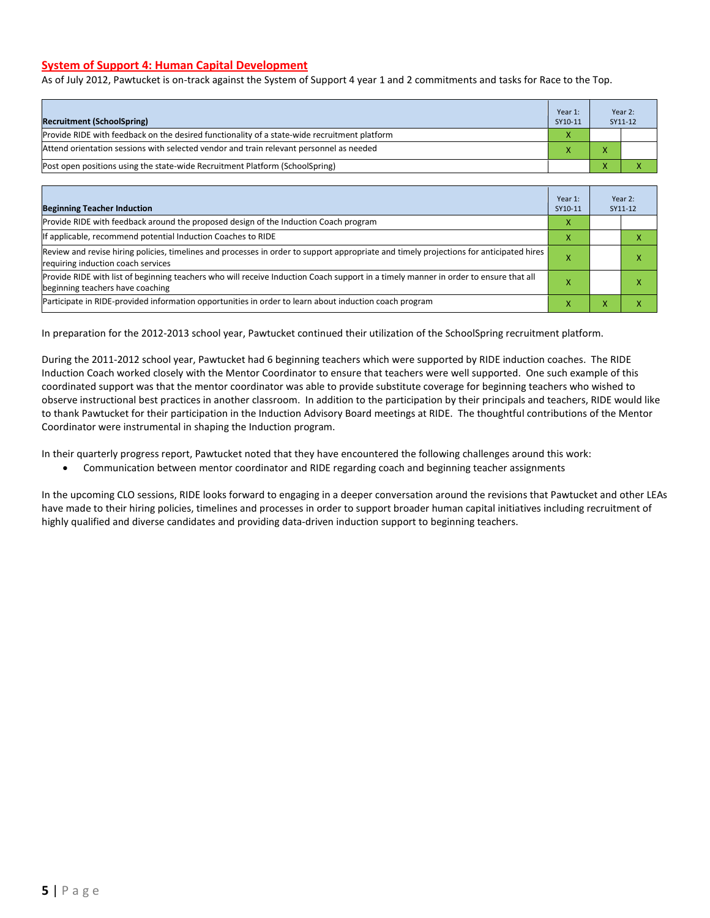## System of Support 4: Human Capital Development

As of July 2012, Pawtucket is on-track against the System of Support 4 year 1 and 2 commitments and tasks for Race to the Top.

| Recruitment (SchoolSpring) | Year 1: SY10-11 | Year 2: SY11-12 | |
|---|---|---|---|
| Provide RIDE with feedback on the desired functionality of a state-wide recruitment platform | X | | |
| Attend orientation sessions with selected vendor and train relevant personnel as needed | X | X | |
| Post open positions using the state-wide Recruitment Platform (SchoolSpring) | | X | X |

| Beginning Teacher Induction | Year 1: SY10-11 | Year 2: SY11-12 | |
|---|---|---|---|
| Provide RIDE with feedback around the proposed design of the Induction Coach program | X | | |
| If applicable, recommend potential Induction Coaches to RIDE | X | | X |
| Review and revise hiring policies, timelines and processes in order to support appropriate and timely projections for anticipated hires requiring induction coach services | X | | X |
| Provide RIDE with list of beginning teachers who will receive Induction Coach support in a timely manner in order to ensure that all beginning teachers have coaching | X | | X |
| Participate in RIDE-provided information opportunities in order to learn about induction coach program | X | X | X |

In preparation for the 2012-2013 school year, Pawtucket continued their utilization of the SchoolSpring recruitment platform.

During the 2011-2012 school year, Pawtucket had 6 beginning teachers which were supported by RIDE induction coaches. The RIDE Induction Coach worked closely with the Mentor Coordinator to ensure that teachers were well supported. One such example of this coordinated support was that the mentor coordinator was able to provide substitute coverage for beginning teachers who wished to observe instructional best practices in another classroom. In addition to the participation by their principals and teachers, RIDE would like to thank Pawtucket for their participation in the Induction Advisory Board meetings at RIDE. The thoughtful contributions of the Mentor Coordinator were instrumental in shaping the Induction program.

In their quarterly progress report, Pawtucket noted that they have encountered the following challenges around this work:

- Communication between mentor coordinator and RIDE regarding coach and beginning teacher assignments

In the upcoming CLO sessions, RIDE looks forward to engaging in a deeper conversation around the revisions that Pawtucket and other LEAs have made to their hiring policies, timelines and processes in order to support broader human capital initiatives including recruitment of highly qualified and diverse candidates and providing data-driven induction support to beginning teachers.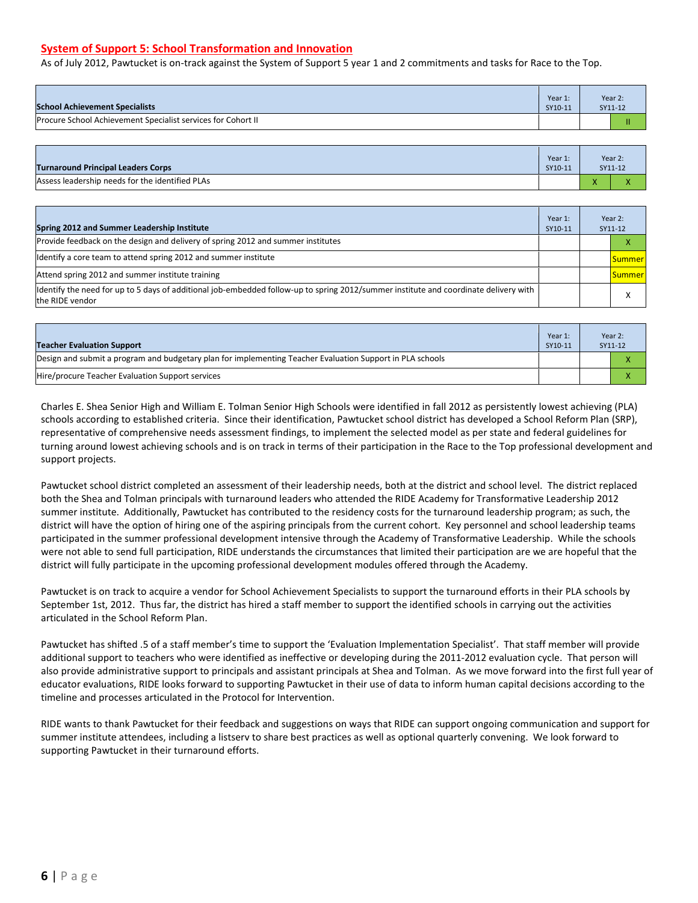## System of Support 5: School Transformation and Innovation

As of July 2012, Pawtucket is on-track against the System of Support 5 year 1 and 2 commitments and tasks for Race to the Top.

| School Achievement Specialists | Year 1: SY10-11 | Year 2: SY11-12 | |
|---|---|---|---|
| Procure School Achievement Specialist services for Cohort II | | | II |

| Turnaround Principal Leaders Corps | Year 1: SY10-11 | Year 2: SY11-12 | |
|---|---|---|---|
| Assess leadership needs for the identified PLAs | | X | X |

| Spring 2012 and Summer Leadership Institute | Year 1: SY10-11 | Year 2: SY11-12 | |
|---|---|---|---|
| Provide feedback on the design and delivery of spring 2012 and summer institutes | | | X |
| Identify a core team to attend spring 2012 and summer institute | | | Summer |
| Attend spring 2012 and summer institute training | | | Summer |
| Identify the need for up to 5 days of additional job-embedded follow-up to spring 2012/summer institute and coordinate delivery with the RIDE vendor | | | X |

| Teacher Evaluation Support | Year 1: SY10-11 | Year 2: SY11-12 | |
|---|---|---|---|
| Design and submit a program and budgetary plan for implementing Teacher Evaluation Support in PLA schools | | | X |
| Hire/procure Teacher Evaluation Support services | | | X |

Charles E. Shea Senior High and William E. Tolman Senior High Schools were identified in fall 2012 as persistently lowest achieving (PLA) schools according to established criteria. Since their identification, Pawtucket school district has developed a School Reform Plan (SRP), representative of comprehensive needs assessment findings, to implement the selected model as per state and federal guidelines for turning around lowest achieving schools and is on track in terms of their participation in the Race to the Top professional development and support projects.

Pawtucket school district completed an assessment of their leadership needs, both at the district and school level. The district replaced both the Shea and Tolman principals with turnaround leaders who attended the RIDE Academy for Transformative Leadership 2012 summer institute. Additionally, Pawtucket has contributed to the residency costs for the turnaround leadership program; as such, the district will have the option of hiring one of the aspiring principals from the current cohort. Key personnel and school leadership teams participated in the summer professional development intensive through the Academy of Transformative Leadership. While the schools were not able to send full participation, RIDE understands the circumstances that limited their participation are we are hopeful that the district will fully participate in the upcoming professional development modules offered through the Academy.

Pawtucket is on track to acquire a vendor for School Achievement Specialists to support the turnaround efforts in their PLA schools by September 1st, 2012. Thus far, the district has hired a staff member to support the identified schools in carrying out the activities articulated in the School Reform Plan.

Pawtucket has shifted .5 of a staff member's time to support the 'Evaluation Implementation Specialist'. That staff member will provide additional support to teachers who were identified as ineffective or developing during the 2011-2012 evaluation cycle. That person will also provide administrative support to principals and assistant principals at Shea and Tolman. As we move forward into the first full year of educator evaluations, RIDE looks forward to supporting Pawtucket in their use of data to inform human capital decisions according to the timeline and processes articulated in the Protocol for Intervention.

RIDE wants to thank Pawtucket for their feedback and suggestions on ways that RIDE can support ongoing communication and support for summer institute attendees, including a listserv to share best practices as well as optional quarterly convening. We look forward to supporting Pawtucket in their turnaround efforts.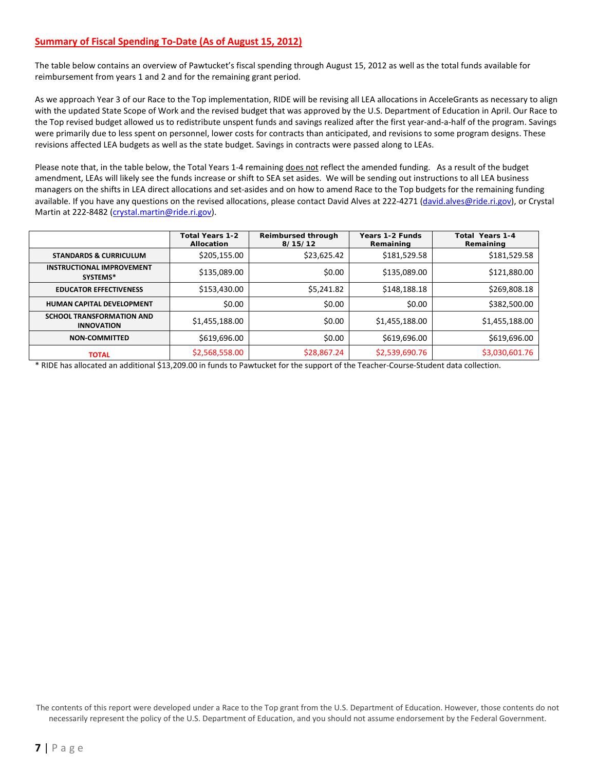## Summary of Fiscal Spending To-Date (As of August 15, 2012)

The table below contains an overview of Pawtucket's fiscal spending through August 15, 2012 as well as the total funds available for reimbursement from years 1 and 2 and for the remaining grant period.

As we approach Year 3 of our Race to the Top implementation, RIDE will be revising all LEA allocations in AcceleGrants as necessary to align with the updated State Scope of Work and the revised budget that was approved by the U.S. Department of Education in April. Our Race to the Top revised budget allowed us to redistribute unspent funds and savings realized after the first year-and-a-half of the program. Savings were primarily due to less spent on personnel, lower costs for contracts than anticipated, and revisions to some program designs. These revisions affected LEA budgets as well as the state budget. Savings in contracts were passed along to LEAs.

Please note that, in the table below, the Total Years 1-4 remaining does not reflect the amended funding. As a result of the budget amendment, LEAs will likely see the funds increase or shift to SEA set asides. We will be sending out instructions to all LEA business managers on the shifts in LEA direct allocations and set-asides and on how to amend Race to the Top budgets for the remaining funding available. If you have any questions on the revised allocations, please contact David Alves at 222-4271 (david.alves@ride.ri.gov), or Crystal Martin at 222-8482 (crystal.martin@ride.ri.gov).

| | Total Years 1-2 Allocation | Reimbursed through 8/15/12 | Years 1-2 Funds Remaining | Total Years 1-4 Remaining |
|---|---|---|---|---|
| STANDARDS & CURRICULUM | $205,155.00 | $23,625.42 | $181,529.58 | $181,529.58 |
| INSTRUCTIONAL IMPROVEMENT SYSTEMS* | $135,089.00 | $0.00 | $135,089.00 | $121,880.00 |
| EDUCATOR EFFECTIVENESS | $153,430.00 | $5,241.82 | $148,188.18 | $269,808.18 |
| HUMAN CAPITAL DEVELOPMENT | $0.00 | $0.00 | $0.00 | $382,500.00 |
| SCHOOL TRANSFORMATION AND INNOVATION | $1,455,188.00 | $0.00 | $1,455,188.00 | $1,455,188.00 |
| NON-COMMITTED | $619,696.00 | $0.00 | $619,696.00 | $619,696.00 |
| TOTAL | $2,568,558.00 | $28,867.24 | $2,539,690.76 | $3,030,601.76 |

* RIDE has allocated an additional $13,209.00 in funds to Pawtucket for the support of the Teacher-Course-Student data collection.

The contents of this report were developed under a Race to the Top grant from the U.S. Department of Education. However, those contents do not necessarily represent the policy of the U.S. Department of Education, and you should not assume endorsement by the Federal Government.